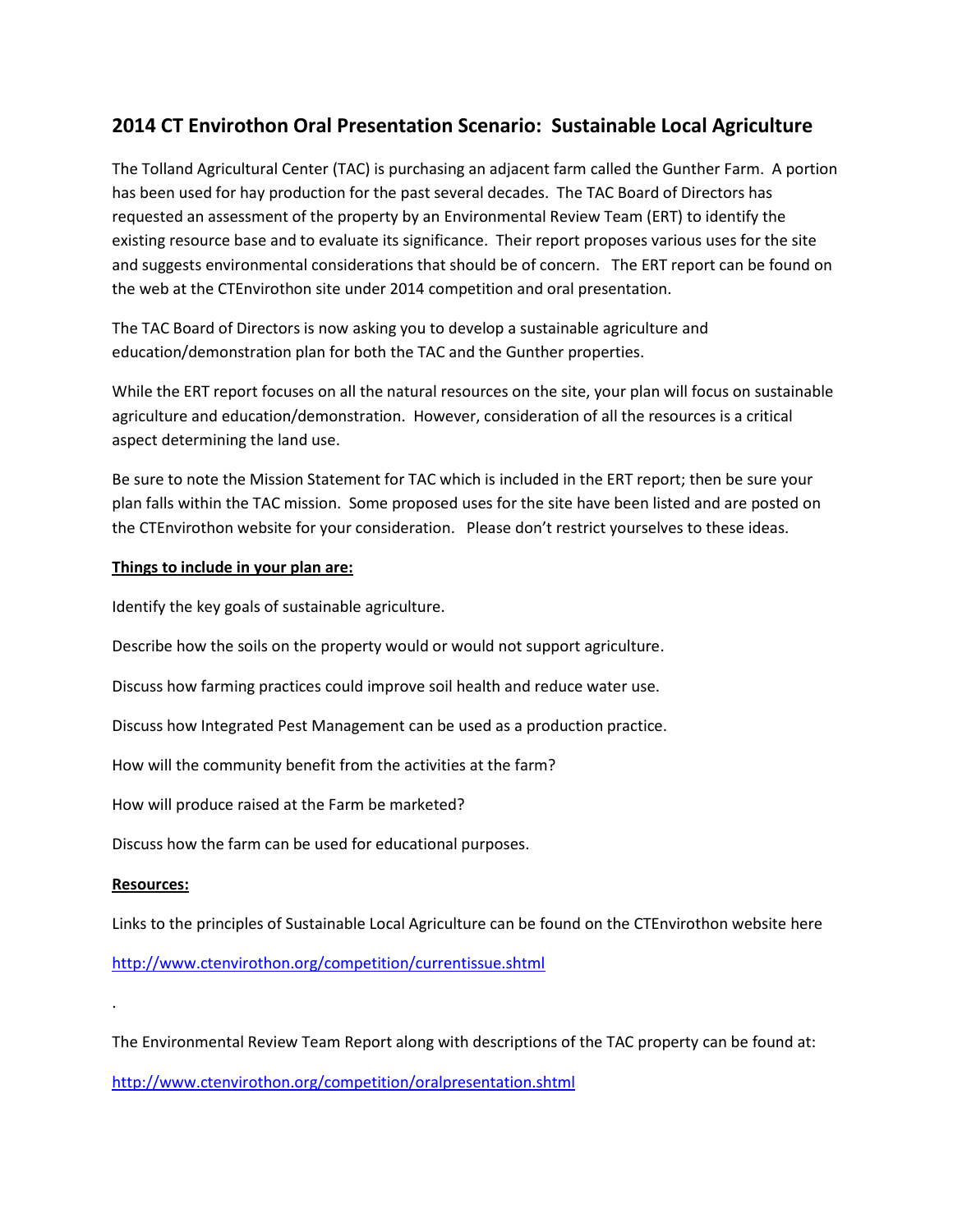# 2014 CT Envirothon Oral Presentation Scenario: Sustainable Local Agriculture

The Tolland Agricultural Center (TAC) is purchasing an adjacent farm called the Gunther Farm. A portion has been used for hay production for the past several decades. The TAC Board of Directors has requested an assessment of the property by an Environmental Review Team (ERT) to identify the existing resource base and to evaluate its significance. Their report proposes various uses for the site and suggests environmental considerations that should be of concern. The ERT report can be found on the web at the CTEnvirothon site under 2014 competition and oral presentation.

The TAC Board of Directors is now asking you to develop a sustainable agriculture and education/demonstration plan for both the TAC and the Gunther properties.

While the ERT report focuses on all the natural resources on the site, your plan will focus on sustainable agriculture and education/demonstration. However, consideration of all the resources is a critical aspect determining the land use.

Be sure to note the Mission Statement for TAC which is included in the ERT report; then be sure your plan falls within the TAC mission. Some proposed uses for the site have been listed and are posted on the CTEnvirothon website for your consideration. Please don't restrict yourselves to these ideas.

**Things to include in your plan are:**

Identify the key goals of sustainable agriculture.

Describe how the soils on the property would or would not support agriculture.

Discuss how farming practices could improve soil health and reduce water use.

Discuss how Integrated Pest Management can be used as a production practice.

How will the community benefit from the activities at the farm?

How will produce raised at the Farm be marketed?

Discuss how the farm can be used for educational purposes.

**Resources:**

Links to the principles of Sustainable Local Agriculture can be found on the CTEnvirothon website here

http://www.ctenvirothon.org/competition/currentissue.shtml

.

The Environmental Review Team Report along with descriptions of the TAC property can be found at:

http://www.ctenvirothon.org/competition/oralpresentation.shtml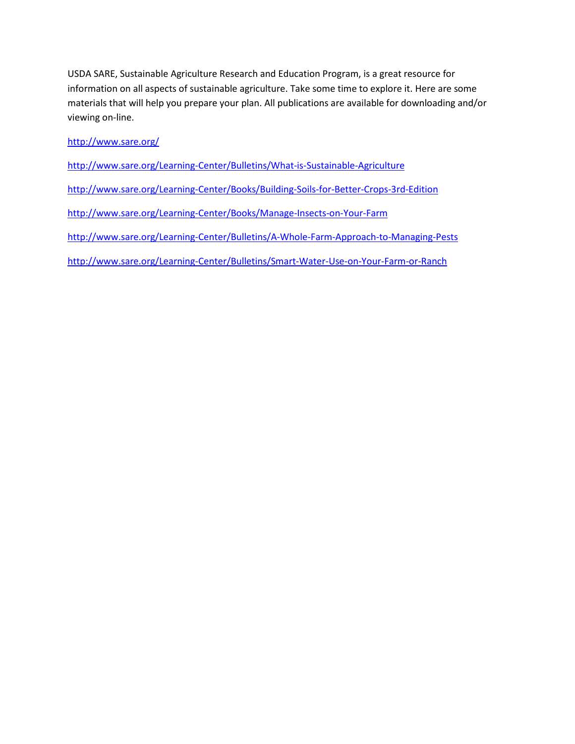USDA SARE, Sustainable Agriculture Research and Education Program, is a great resource for information on all aspects of sustainable agriculture. Take some time to explore it. Here are some materials that will help you prepare your plan. All publications are available for downloading and/or viewing on-line.

http://www.sare.org/

http://www.sare.org/Learning-Center/Bulletins/What-is-Sustainable-Agriculture

http://www.sare.org/Learning-Center/Books/Building-Soils-for-Better-Crops-3rd-Edition

http://www.sare.org/Learning-Center/Books/Manage-Insects-on-Your-Farm

http://www.sare.org/Learning-Center/Bulletins/A-Whole-Farm-Approach-to-Managing-Pests

http://www.sare.org/Learning-Center/Bulletins/Smart-Water-Use-on-Your-Farm-or-Ranch